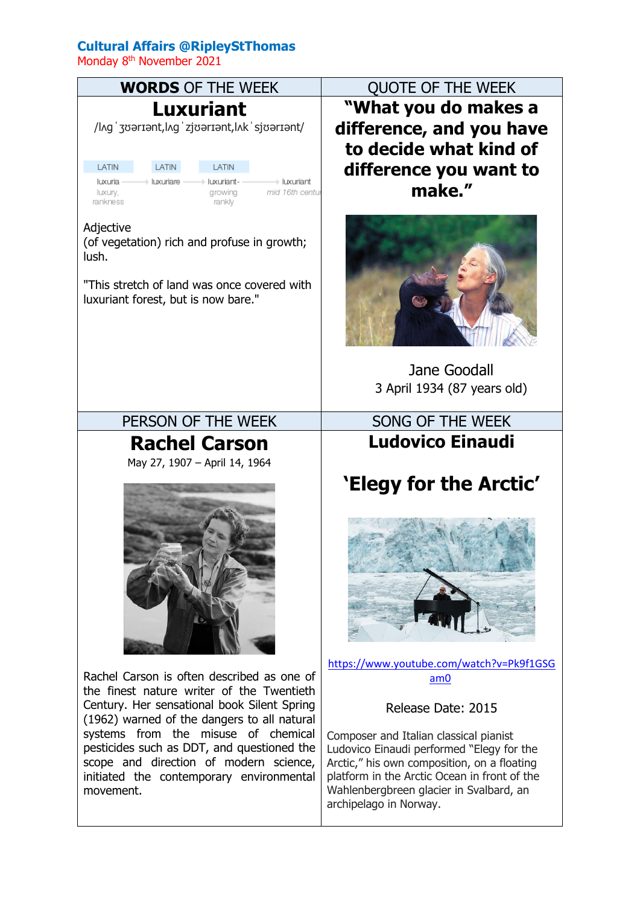**Cultural Affairs @RipleyStThomas**
Monday 8th November 2021

## WORDS OF THE WEEK

### Luxuriant

/lʌɡˈʒʊərɪənt,lʌɡˈzjʊərɪənt,lʌkˈsjʊərɪənt/

LATIN luxuria (luxury, rankness) → LATIN luxuriare → LATIN luxuriant- (growing rankly) → luxuriant (mid 16th centu...)

Adjective
(of vegetation) rich and profuse in growth; lush.

"This stretch of land was once covered with luxuriant forest, but is now bare."

## QUOTE OF THE WEEK

**"What you do makes a difference, and you have to decide what kind of difference you want to make."**

Jane Goodall
3 April 1934 (87 years old)

## PERSON OF THE WEEK

### Rachel Carson

May 27, 1907 – April 14, 1964

Rachel Carson is often described as one of the finest nature writer of the Twentieth Century. Her sensational book Silent Spring (1962) warned of the dangers to all natural systems from the misuse of chemical pesticides such as DDT, and questioned the scope and direction of modern science, initiated the contemporary environmental movement.

## SONG OF THE WEEK

### Ludovico Einaudi

### 'Elegy for the Arctic'

https://www.youtube.com/watch?v=Pk9f1GSGam0

Release Date: 2015

Composer and Italian classical pianist Ludovico Einaudi performed "Elegy for the Arctic," his own composition, on a floating platform in the Arctic Ocean in front of the Wahlenbergbreen glacier in Svalbard, an archipelago in Norway.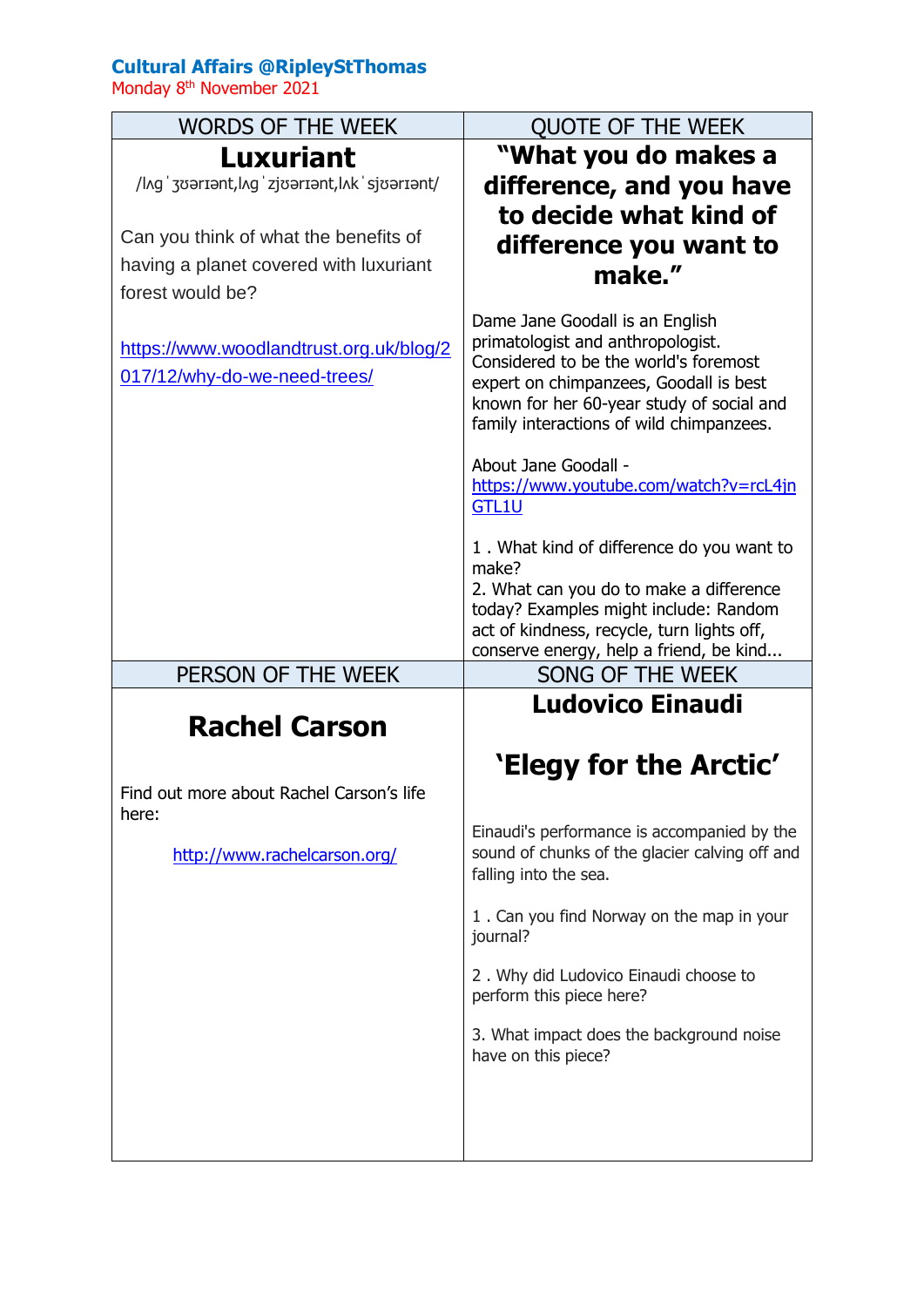**Cultural Affairs @RipleyStThomas**

Monday 8th November 2021

## WORDS OF THE WEEK

### Luxuriant

/lʌɡˈʒʊərɪənt,lʌɡˈzjʊərɪənt,lʌkˈsjʊərɪənt/

Can you think of what the benefits of having a planet covered with luxuriant forest would be?

https://www.woodlandtrust.org.uk/blog/2017/12/why-do-we-need-trees/

## QUOTE OF THE WEEK

### "What you do makes a difference, and you have to decide what kind of difference you want to make."

Dame Jane Goodall is an English primatologist and anthropologist. Considered to be the world's foremost expert on chimpanzees, Goodall is best known for her 60-year study of social and family interactions of wild chimpanzees.

About Jane Goodall - https://www.youtube.com/watch?v=rcL4jnGTL1U

1 . What kind of difference do you want to make?
2. What can you do to make a difference today? Examples might include: Random act of kindness, recycle, turn lights off, conserve energy, help a friend, be kind...

## PERSON OF THE WEEK

### Rachel Carson

Find out more about Rachel Carson's life here:

http://www.rachelcarson.org/

## SONG OF THE WEEK

### Ludovico Einaudi

### 'Elegy for the Arctic'

Einaudi's performance is accompanied by the sound of chunks of the glacier calving off and falling into the sea.

1 . Can you find Norway on the map in your journal?

2 . Why did Ludovico Einaudi choose to perform this piece here?

3. What impact does the background noise have on this piece?